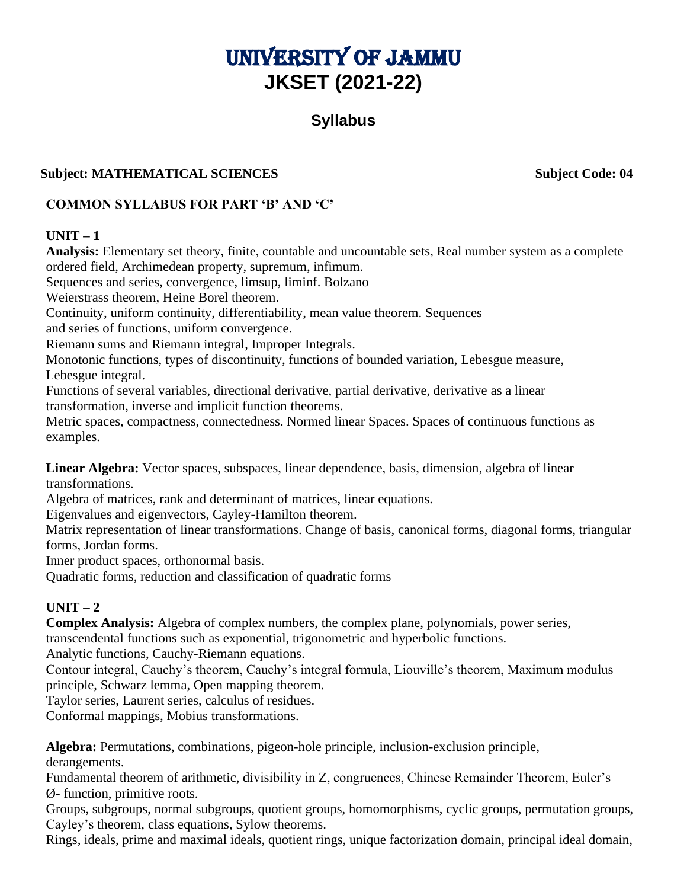# UNIVERSITY OF JAMMU

# JKSET (2021-22)

## Syllabus

**Subject: MATHEMATICAL SCIENCES** **Subject Code: 04**

**COMMON SYLLABUS FOR PART 'B' AND 'C'**

**UNIT – 1**

**Analysis:** Elementary set theory, finite, countable and uncountable sets, Real number system as a complete ordered field, Archimedean property, supremum, infimum.

Sequences and series, convergence, limsup, liminf. Bolzano

Weierstrass theorem, Heine Borel theorem.

Continuity, uniform continuity, differentiability, mean value theorem. Sequences and series of functions, uniform convergence.

Riemann sums and Riemann integral, Improper Integrals.

Monotonic functions, types of discontinuity, functions of bounded variation, Lebesgue measure, Lebesgue integral.

Functions of several variables, directional derivative, partial derivative, derivative as a linear transformation, inverse and implicit function theorems.

Metric spaces, compactness, connectedness. Normed linear Spaces. Spaces of continuous functions as examples.

**Linear Algebra:** Vector spaces, subspaces, linear dependence, basis, dimension, algebra of linear transformations.

Algebra of matrices, rank and determinant of matrices, linear equations.

Eigenvalues and eigenvectors, Cayley-Hamilton theorem.

Matrix representation of linear transformations. Change of basis, canonical forms, diagonal forms, triangular forms, Jordan forms.

Inner product spaces, orthonormal basis.

Quadratic forms, reduction and classification of quadratic forms

**UNIT – 2**

**Complex Analysis:** Algebra of complex numbers, the complex plane, polynomials, power series, transcendental functions such as exponential, trigonometric and hyperbolic functions.

Analytic functions, Cauchy-Riemann equations.

Contour integral, Cauchy's theorem, Cauchy's integral formula, Liouville's theorem, Maximum modulus principle, Schwarz lemma, Open mapping theorem.

Taylor series, Laurent series, calculus of residues.

Conformal mappings, Mobius transformations.

**Algebra:** Permutations, combinations, pigeon-hole principle, inclusion-exclusion principle, derangements.

Fundamental theorem of arithmetic, divisibility in Z, congruences, Chinese Remainder Theorem, Euler's Ø- function, primitive roots.

Groups, subgroups, normal subgroups, quotient groups, homomorphisms, cyclic groups, permutation groups, Cayley's theorem, class equations, Sylow theorems.

Rings, ideals, prime and maximal ideals, quotient rings, unique factorization domain, principal ideal domain,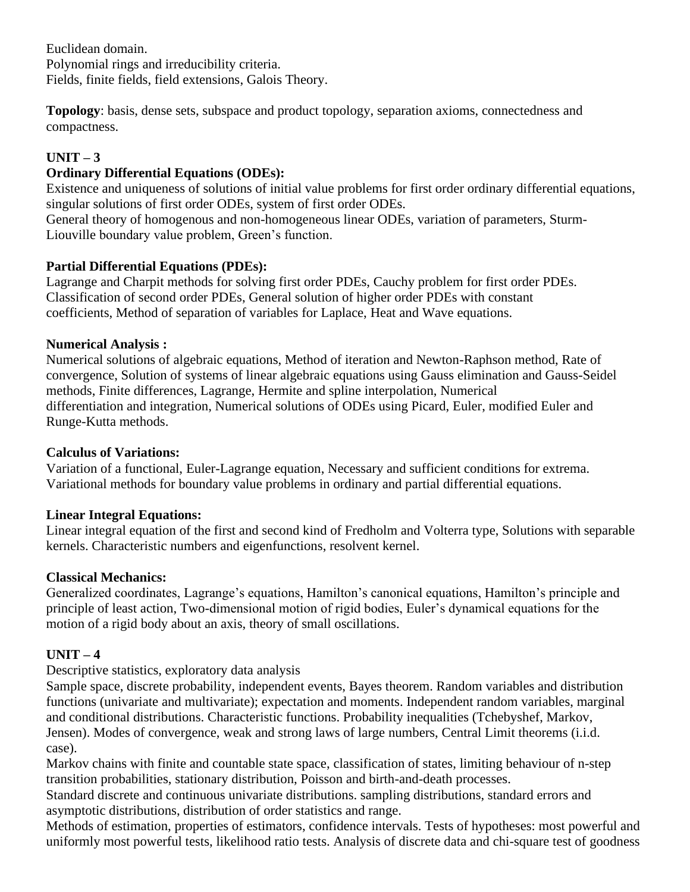Euclidean domain.
Polynomial rings and irreducibility criteria.
Fields, finite fields, field extensions, Galois Theory.

**Topology**: basis, dense sets, subspace and product topology, separation axioms, connectedness and compactness.

## UNIT – 3

### Ordinary Differential Equations (ODEs):

Existence and uniqueness of solutions of initial value problems for first order ordinary differential equations, singular solutions of first order ODEs, system of first order ODEs.
General theory of homogenous and non-homogeneous linear ODEs, variation of parameters, Sturm-Liouville boundary value problem, Green's function.

### Partial Differential Equations (PDEs):

Lagrange and Charpit methods for solving first order PDEs, Cauchy problem for first order PDEs.
Classification of second order PDEs, General solution of higher order PDEs with constant coefficients, Method of separation of variables for Laplace, Heat and Wave equations.

### Numerical Analysis :

Numerical solutions of algebraic equations, Method of iteration and Newton-Raphson method, Rate of convergence, Solution of systems of linear algebraic equations using Gauss elimination and Gauss-Seidel methods, Finite differences, Lagrange, Hermite and spline interpolation, Numerical differentiation and integration, Numerical solutions of ODEs using Picard, Euler, modified Euler and Runge-Kutta methods.

### Calculus of Variations:

Variation of a functional, Euler-Lagrange equation, Necessary and sufficient conditions for extrema.
Variational methods for boundary value problems in ordinary and partial differential equations.

### Linear Integral Equations:

Linear integral equation of the first and second kind of Fredholm and Volterra type, Solutions with separable kernels. Characteristic numbers and eigenfunctions, resolvent kernel.

### Classical Mechanics:

Generalized coordinates, Lagrange's equations, Hamilton's canonical equations, Hamilton's principle and principle of least action, Two-dimensional motion of rigid bodies, Euler's dynamical equations for the motion of a rigid body about an axis, theory of small oscillations.

## UNIT – 4

Descriptive statistics, exploratory data analysis
Sample space, discrete probability, independent events, Bayes theorem. Random variables and distribution functions (univariate and multivariate); expectation and moments. Independent random variables, marginal and conditional distributions. Characteristic functions. Probability inequalities (Tchebyshef, Markov, Jensen). Modes of convergence, weak and strong laws of large numbers, Central Limit theorems (i.i.d. case).
Markov chains with finite and countable state space, classification of states, limiting behaviour of n-step transition probabilities, stationary distribution, Poisson and birth-and-death processes.
Standard discrete and continuous univariate distributions. sampling distributions, standard errors and asymptotic distributions, distribution of order statistics and range.
Methods of estimation, properties of estimators, confidence intervals. Tests of hypotheses: most powerful and uniformly most powerful tests, likelihood ratio tests. Analysis of discrete data and chi-square test of goodness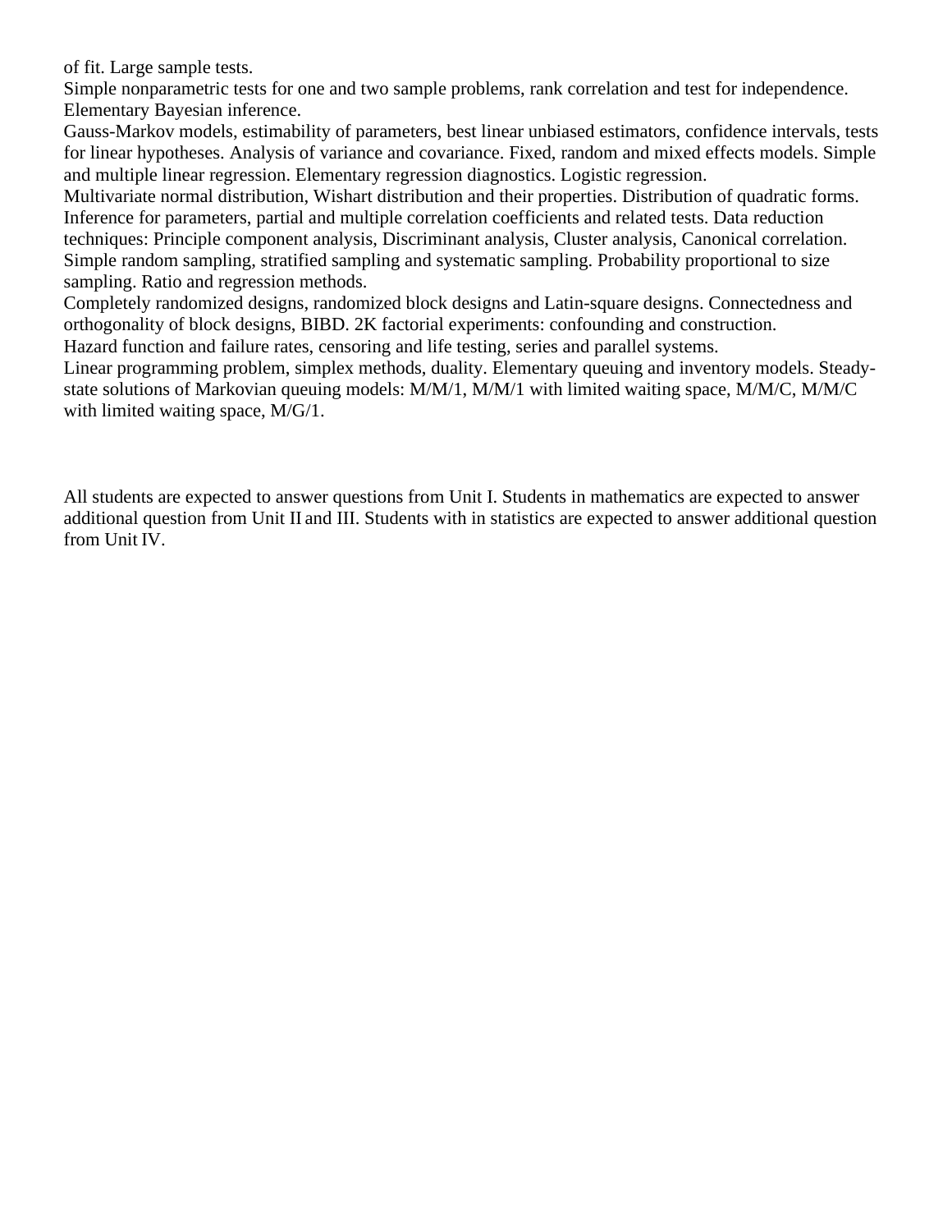of fit. Large sample tests.
Simple nonparametric tests for one and two sample problems, rank correlation and test for independence. Elementary Bayesian inference.
Gauss-Markov models, estimability of parameters, best linear unbiased estimators, confidence intervals, tests for linear hypotheses. Analysis of variance and covariance. Fixed, random and mixed effects models. Simple and multiple linear regression. Elementary regression diagnostics. Logistic regression.
Multivariate normal distribution, Wishart distribution and their properties. Distribution of quadratic forms. Inference for parameters, partial and multiple correlation coefficients and related tests. Data reduction techniques: Principle component analysis, Discriminant analysis, Cluster analysis, Canonical correlation.
Simple random sampling, stratified sampling and systematic sampling. Probability proportional to size sampling. Ratio and regression methods.
Completely randomized designs, randomized block designs and Latin-square designs. Connectedness and orthogonality of block designs, BIBD. 2K factorial experiments: confounding and construction.
Hazard function and failure rates, censoring and life testing, series and parallel systems.
Linear programming problem, simplex methods, duality. Elementary queuing and inventory models. Steady-state solutions of Markovian queuing models: M/M/1, M/M/1 with limited waiting space, M/M/C, M/M/C with limited waiting space, M/G/1.

All students are expected to answer questions from Unit I. Students in mathematics are expected to answer additional question from Unit II and III. Students with in statistics are expected to answer additional question from Unit IV.